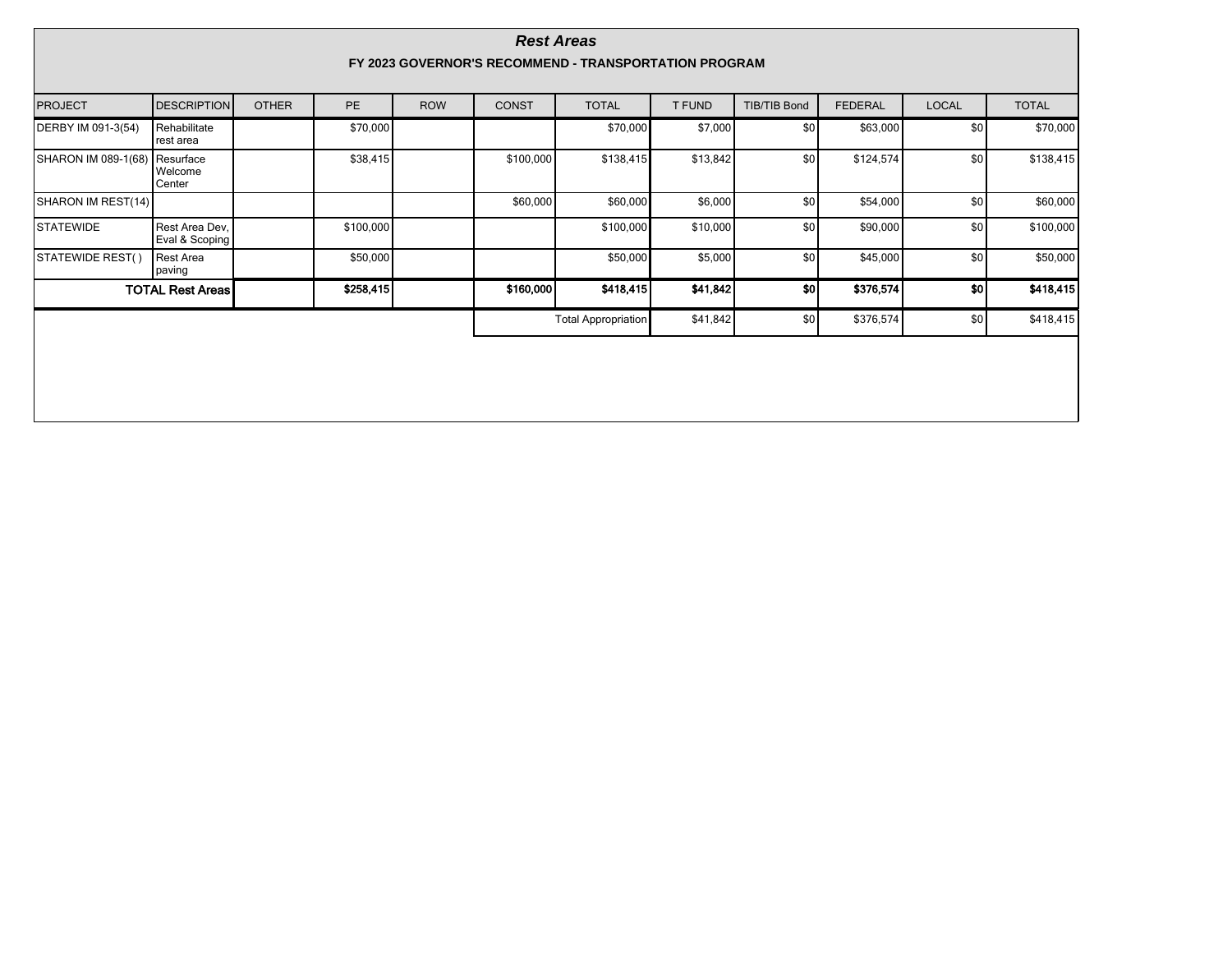# *Rest Areas*

## FY 2023 GOVERNOR'S RECOMMEND - TRANSPORTATION PROGRAM

| PROJECT | DESCRIPTION | OTHER | PE | ROW | CONST | TOTAL | T FUND | TIB/TIB Bond | FEDERAL | LOCAL | TOTAL |
|---|---|---|---|---|---|---|---|---|---|---|---|
| DERBY IM 091-3(54) | Rehabilitate rest area | | $70,000 | | | $70,000 | $7,000 | $0 | $63,000 | $0 | $70,000 |
| SHARON IM 089-1(68) | Resurface Welcome Center | | $38,415 | | $100,000 | $138,415 | $13,842 | $0 | $124,574 | $0 | $138,415 |
| SHARON IM REST(14) | | | | | $60,000 | $60,000 | $6,000 | $0 | $54,000 | $0 | $60,000 |
| STATEWIDE | Rest Area Dev, Eval & Scoping | | $100,000 | | | $100,000 | $10,000 | $0 | $90,000 | $0 | $100,000 |
| STATEWIDE REST( ) | Rest Area paving | | $50,000 | | | $50,000 | $5,000 | $0 | $45,000 | $0 | $50,000 |
| **TOTAL Rest Areas** | | | **$258,415** | | **$160,000** | **$418,415** | **$41,842** | **$0** | **$376,574** | **$0** | **$418,415** |
| | | | | | | Total Appropriation | $41,842 | $0 | $376,574 | $0 | $418,415 |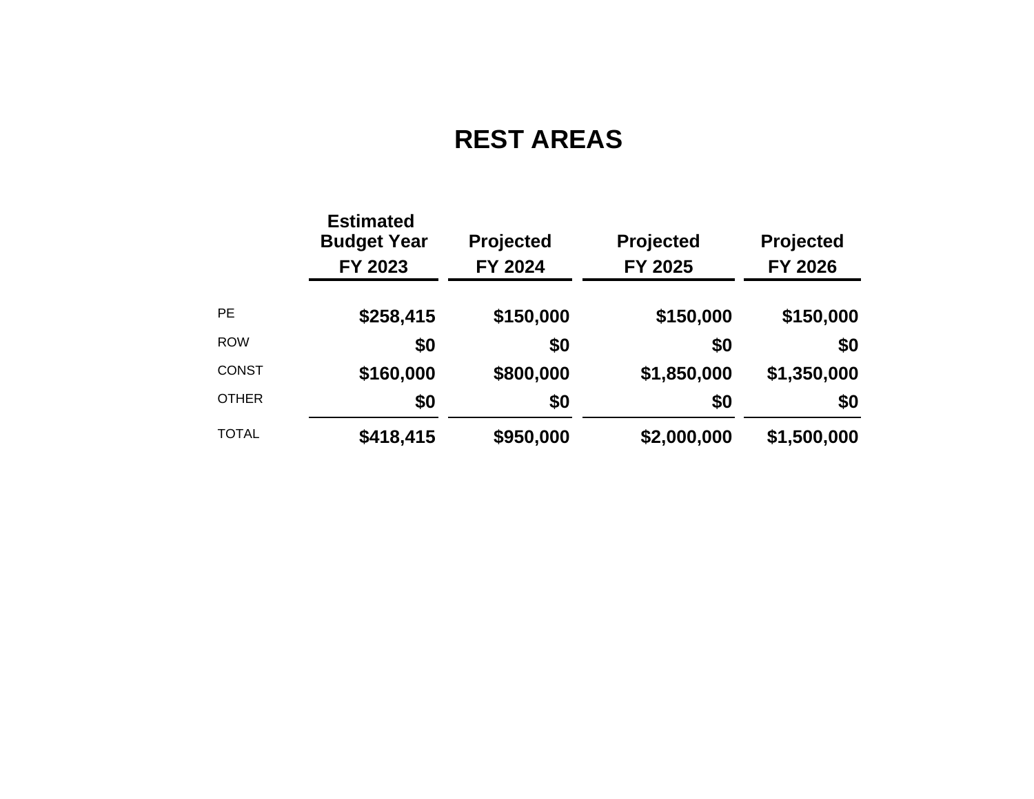# REST AREAS

| | Estimated Budget Year FY 2023 | Projected FY 2024 | Projected FY 2025 | Projected FY 2026 |
|---|---|---|---|---|
| PE | $258,415 | $150,000 | $150,000 | $150,000 |
| ROW | $0 | $0 | $0 | $0 |
| CONST | $160,000 | $800,000 | $1,850,000 | $1,350,000 |
| OTHER | $0 | $0 | $0 | $0 |
| TOTAL | $418,415 | $950,000 | $2,000,000 | $1,500,000 |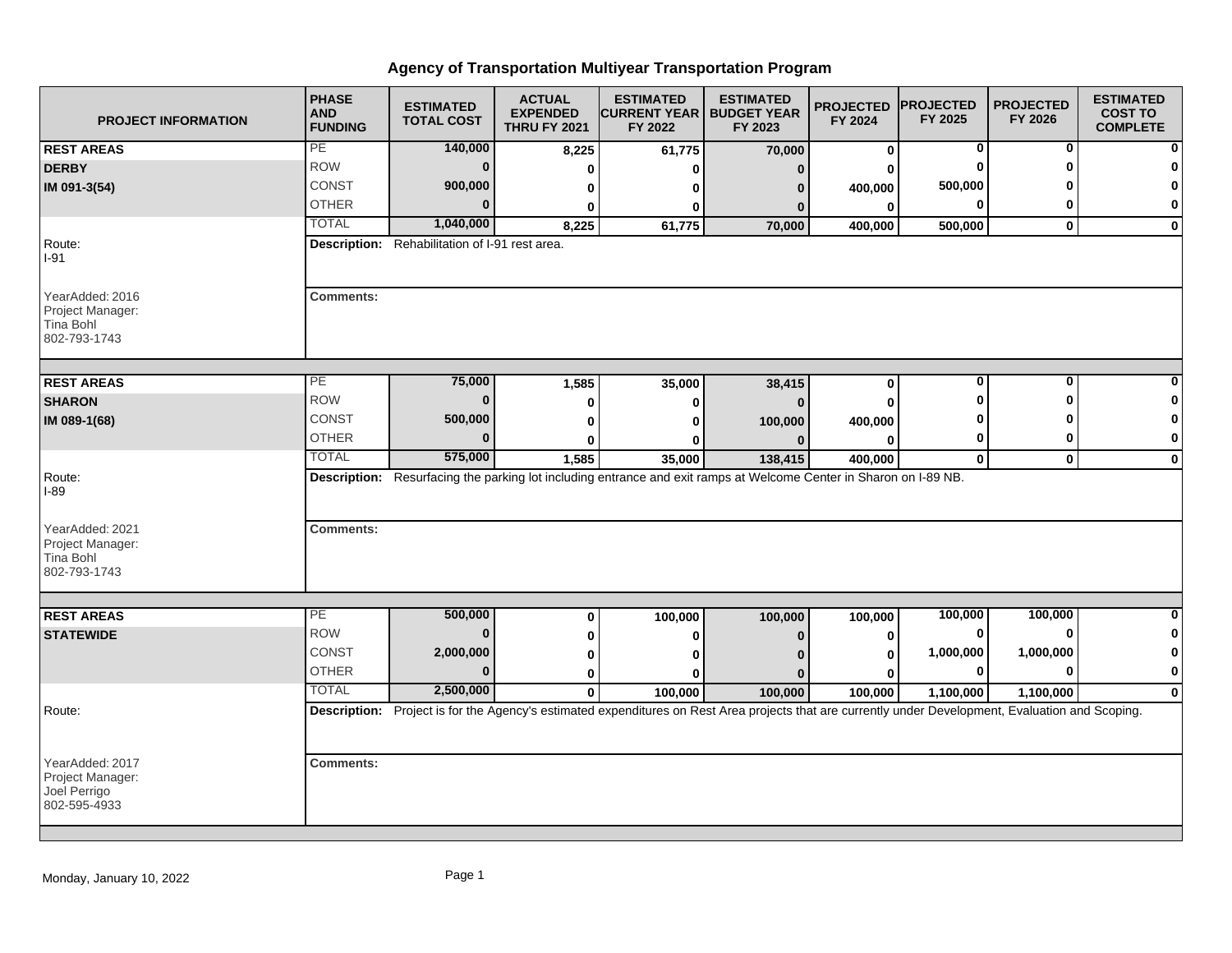# Agency of Transportation Multiyear Transportation Program

| PROJECT INFORMATION | PHASE AND FUNDING | ESTIMATED TOTAL COST | ACTUAL EXPENDED THRU FY 2021 | ESTIMATED CURRENT YEAR FY 2022 | ESTIMATED BUDGET YEAR FY 2023 | PROJECTED FY 2024 | PROJECTED FY 2025 | PROJECTED FY 2026 | ESTIMATED COST TO COMPLETE |
|---|---|---|---|---|---|---|---|---|---|
| **REST AREAS** | PE | 140,000 | 8,225 | 61,775 | 70,000 | 0 | 0 | 0 | 0 |
| **DERBY** | ROW | 0 | 0 | 0 | 0 | 0 | 0 | 0 | 0 |
| **IM 091-3(54)** | CONST | 900,000 | 0 | 0 | 0 | 400,000 | 500,000 | 0 | 0 |
| | OTHER | 0 | 0 | 0 | 0 | 0 | 0 | 0 | 0 |
| | TOTAL | 1,040,000 | 8,225 | 61,775 | 70,000 | 400,000 | 500,000 | 0 | 0 |
| Route: I-91 | **Description:** Rehabilitation of I-91 rest area. | | | | | | | | |
| YearAdded: 2016<br>Project Manager:<br>Tina Bohl<br>802-793-1743 | **Comments:** | | | | | | | | |

| PROJECT INFORMATION | PHASE AND FUNDING | ESTIMATED TOTAL COST | ACTUAL EXPENDED THRU FY 2021 | ESTIMATED CURRENT YEAR FY 2022 | ESTIMATED BUDGET YEAR FY 2023 | PROJECTED FY 2024 | PROJECTED FY 2025 | PROJECTED FY 2026 | ESTIMATED COST TO COMPLETE |
|---|---|---|---|---|---|---|---|---|---|
| **REST AREAS** | PE | 75,000 | 1,585 | 35,000 | 38,415 | 0 | 0 | 0 | 0 |
| **SHARON** | ROW | 0 | 0 | 0 | 0 | 0 | 0 | 0 | 0 |
| **IM 089-1(68)** | CONST | 500,000 | 0 | 0 | 100,000 | 400,000 | 0 | 0 | 0 |
| | OTHER | 0 | 0 | 0 | 0 | 0 | 0 | 0 | 0 |
| | TOTAL | 575,000 | 1,585 | 35,000 | 138,415 | 400,000 | 0 | 0 | 0 |
| Route: I-89 | **Description:** Resurfacing the parking lot including entrance and exit ramps at Welcome Center in Sharon on I-89 NB. | | | | | | | | |
| YearAdded: 2021<br>Project Manager:<br>Tina Bohl<br>802-793-1743 | **Comments:** | | | | | | | | |

| PROJECT INFORMATION | PHASE AND FUNDING | ESTIMATED TOTAL COST | ACTUAL EXPENDED THRU FY 2021 | ESTIMATED CURRENT YEAR FY 2022 | ESTIMATED BUDGET YEAR FY 2023 | PROJECTED FY 2024 | PROJECTED FY 2025 | PROJECTED FY 2026 | ESTIMATED COST TO COMPLETE |
|---|---|---|---|---|---|---|---|---|---|
| **REST AREAS** | PE | 500,000 | 0 | 100,000 | 100,000 | 100,000 | 100,000 | 100,000 | 0 |
| **STATEWIDE** | ROW | 0 | 0 | 0 | 0 | 0 | 0 | 0 | 0 |
| | CONST | 2,000,000 | 0 | 0 | 0 | 0 | 1,000,000 | 1,000,000 | 0 |
| | OTHER | 0 | 0 | 0 | 0 | 0 | 0 | 0 | 0 |
| | TOTAL | 2,500,000 | 0 | 100,000 | 100,000 | 100,000 | 1,100,000 | 1,100,000 | 0 |
| Route: | **Description:** Project is for the Agency's estimated expenditures on Rest Area projects that are currently under Development, Evaluation and Scoping. | | | | | | | | |
| YearAdded: 2017<br>Project Manager:<br>Joel Perrigo<br>802-595-4933 | **Comments:** | | | | | | | | |

Monday, January 10, 2022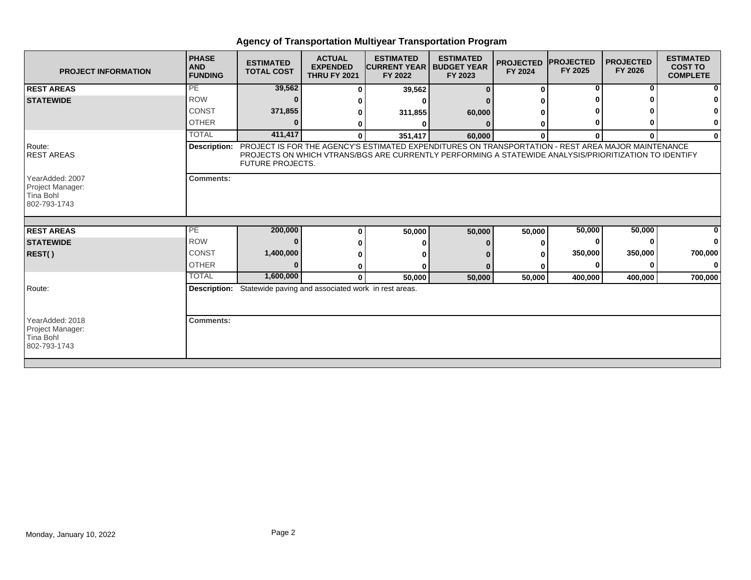# Agency of Transportation Multiyear Transportation Program

| PROJECT INFORMATION | PHASE AND FUNDING | ESTIMATED TOTAL COST | ACTUAL EXPENDED THRU FY 2021 | ESTIMATED CURRENT YEAR FY 2022 | ESTIMATED BUDGET YEAR FY 2023 | PROJECTED FY 2024 | PROJECTED FY 2025 | PROJECTED FY 2026 | ESTIMATED COST TO COMPLETE |
|---|---|---|---|---|---|---|---|---|---|
| **REST AREAS** | PE | 39,562 | 0 | 39,562 | 0 | 0 | 0 | 0 | 0 |
| **STATEWIDE** | ROW | 0 | 0 | 0 | 0 | 0 | 0 | 0 | 0 |
| | CONST | 371,855 | 0 | 311,855 | 60,000 | 0 | 0 | 0 | 0 |
| | OTHER | 0 | 0 | 0 | 0 | 0 | 0 | 0 | 0 |
| | TOTAL | 411,417 | 0 | 351,417 | 60,000 | 0 | 0 | 0 | 0 |

Route:
REST AREAS

**Description:** PROJECT IS FOR THE AGENCY'S ESTIMATED EXPENDITURES ON TRANSPORTATION - REST AREA MAJOR MAINTENANCE PROJECTS ON WHICH VTRANS/BGS ARE CURRENTLY PERFORMING A STATEWIDE ANALYSIS/PRIORITIZATION TO IDENTIFY FUTURE PROJECTS.

YearAdded: 2007
Project Manager:
Tina Bohl
802-793-1743

**Comments:**

| PROJECT INFORMATION | PHASE AND FUNDING | ESTIMATED TOTAL COST | ACTUAL EXPENDED THRU FY 2021 | ESTIMATED CURRENT YEAR FY 2022 | ESTIMATED BUDGET YEAR FY 2023 | PROJECTED FY 2024 | PROJECTED FY 2025 | PROJECTED FY 2026 | ESTIMATED COST TO COMPLETE |
|---|---|---|---|---|---|---|---|---|---|
| **REST AREAS** | PE | 200,000 | 0 | 50,000 | 50,000 | 50,000 | 50,000 | 50,000 | 0 |
| **STATEWIDE** | ROW | 0 | 0 | 0 | 0 | 0 | 0 | 0 | 0 |
| **REST( )** | CONST | 1,400,000 | 0 | 0 | 0 | 0 | 350,000 | 350,000 | 700,000 |
| | OTHER | 0 | 0 | 0 | 0 | 0 | 0 | 0 | 0 |
| | TOTAL | 1,600,000 | 0 | 50,000 | 50,000 | 50,000 | 400,000 | 400,000 | 700,000 |

Route:

**Description:** Statewide paving and associated work in rest areas.

YearAdded: 2018
Project Manager:
Tina Bohl
802-793-1743

**Comments:**

Monday, January 10, 2022